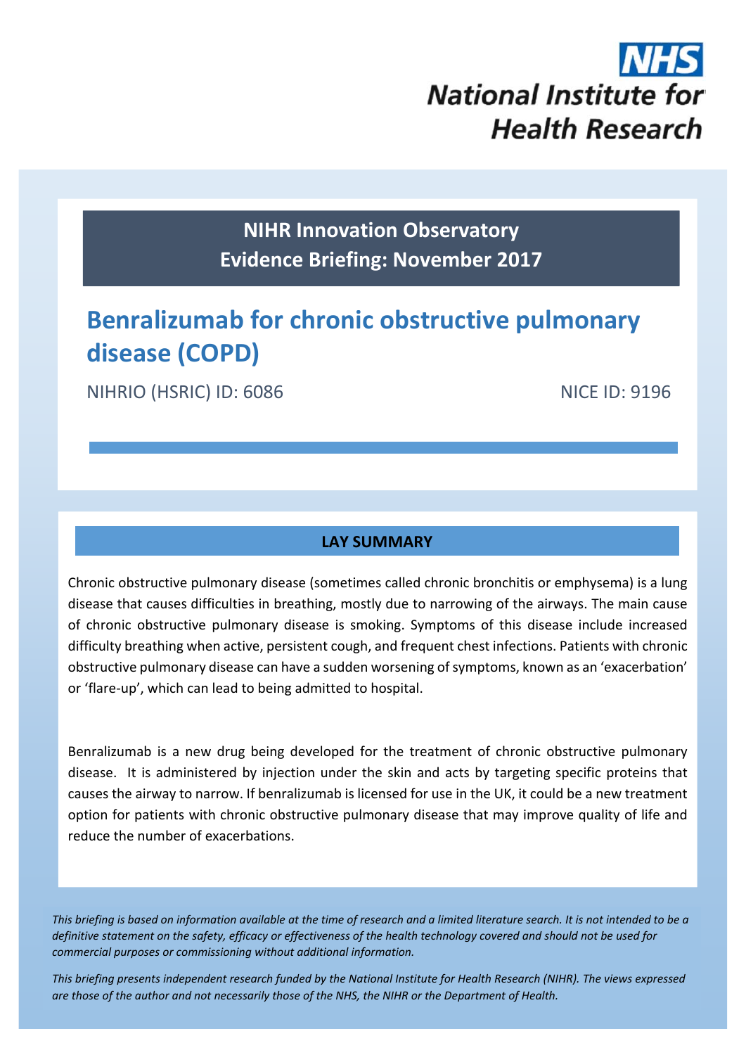NHS

National Institute for Health Research

**NIHR Innovation Observatory**
**Evidence Briefing: November 2017**

# Benralizumab for chronic obstructive pulmonary disease (COPD)

NIHRIO (HSRIC) ID: 6086

NICE ID: 9196

## LAY SUMMARY

Chronic obstructive pulmonary disease (sometimes called chronic bronchitis or emphysema) is a lung disease that causes difficulties in breathing, mostly due to narrowing of the airways. The main cause of chronic obstructive pulmonary disease is smoking. Symptoms of this disease include increased difficulty breathing when active, persistent cough, and frequent chest infections. Patients with chronic obstructive pulmonary disease can have a sudden worsening of symptoms, known as an 'exacerbation' or 'flare-up', which can lead to being admitted to hospital.

Benralizumab is a new drug being developed for the treatment of chronic obstructive pulmonary disease. It is administered by injection under the skin and acts by targeting specific proteins that causes the airway to narrow. If benralizumab is licensed for use in the UK, it could be a new treatment option for patients with chronic obstructive pulmonary disease that may improve quality of life and reduce the number of exacerbations.

*This briefing is based on information available at the time of research and a limited literature search. It is not intended to be a definitive statement on the safety, efficacy or effectiveness of the health technology covered and should not be used for commercial purposes or commissioning without additional information.*

*This briefing presents independent research funded by the National Institute for Health Research (NIHR). The views expressed are those of the author and not necessarily those of the NHS, the NIHR or the Department of Health.*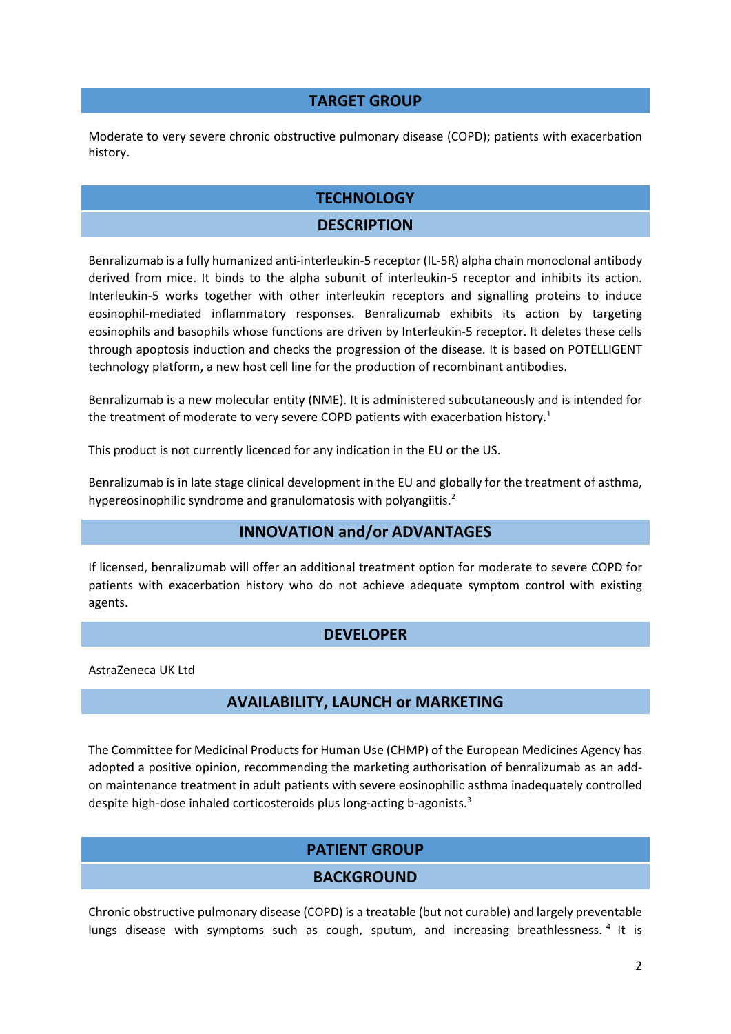## TARGET GROUP

Moderate to very severe chronic obstructive pulmonary disease (COPD); patients with exacerbation history.

## TECHNOLOGY

### DESCRIPTION

Benralizumab is a fully humanized anti-interleukin-5 receptor (IL-5R) alpha chain monoclonal antibody derived from mice. It binds to the alpha subunit of interleukin-5 receptor and inhibits its action. Interleukin-5 works together with other interleukin receptors and signalling proteins to induce eosinophil-mediated inflammatory responses. Benralizumab exhibits its action by targeting eosinophils and basophils whose functions are driven by Interleukin-5 receptor. It deletes these cells through apoptosis induction and checks the progression of the disease. It is based on POTELLIGENT technology platform, a new host cell line for the production of recombinant antibodies.

Benralizumab is a new molecular entity (NME). It is administered subcutaneously and is intended for the treatment of moderate to very severe COPD patients with exacerbation history.[1]

This product is not currently licenced for any indication in the EU or the US.

Benralizumab is in late stage clinical development in the EU and globally for the treatment of asthma, hypereosinophilic syndrome and granulomatosis with polyangiitis.[2]

### INNOVATION and/or ADVANTAGES

If licensed, benralizumab will offer an additional treatment option for moderate to severe COPD for patients with exacerbation history who do not achieve adequate symptom control with existing agents.

### DEVELOPER

AstraZeneca UK Ltd

### AVAILABILITY, LAUNCH or MARKETING

The Committee for Medicinal Products for Human Use (CHMP) of the European Medicines Agency has adopted a positive opinion, recommending the marketing authorisation of benralizumab as an add-on maintenance treatment in adult patients with severe eosinophilic asthma inadequately controlled despite high-dose inhaled corticosteroids plus long-acting b-agonists.[3]

## PATIENT GROUP

### BACKGROUND

Chronic obstructive pulmonary disease (COPD) is a treatable (but not curable) and largely preventable lungs disease with symptoms such as cough, sputum, and increasing breathlessness.[4] It is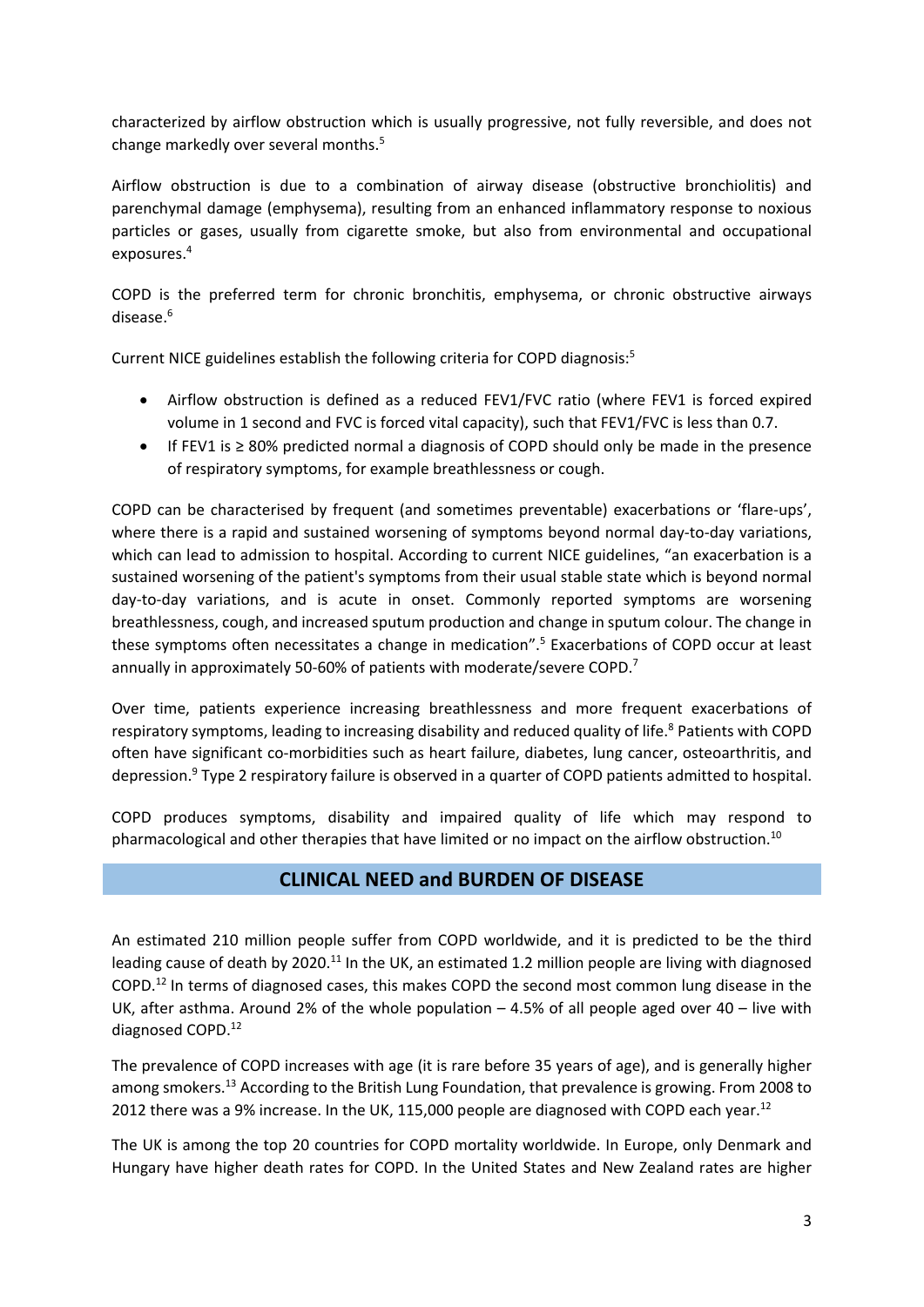characterized by airflow obstruction which is usually progressive, not fully reversible, and does not change markedly over several months.[5]

Airflow obstruction is due to a combination of airway disease (obstructive bronchiolitis) and parenchymal damage (emphysema), resulting from an enhanced inflammatory response to noxious particles or gases, usually from cigarette smoke, but also from environmental and occupational exposures.[4]

COPD is the preferred term for chronic bronchitis, emphysema, or chronic obstructive airways disease.[6]

Current NICE guidelines establish the following criteria for COPD diagnosis:[5]

- Airflow obstruction is defined as a reduced FEV1/FVC ratio (where FEV1 is forced expired volume in 1 second and FVC is forced vital capacity), such that FEV1/FVC is less than 0.7.
- If FEV1 is ≥ 80% predicted normal a diagnosis of COPD should only be made in the presence of respiratory symptoms, for example breathlessness or cough.

COPD can be characterised by frequent (and sometimes preventable) exacerbations or 'flare-ups', where there is a rapid and sustained worsening of symptoms beyond normal day-to-day variations, which can lead to admission to hospital. According to current NICE guidelines, "an exacerbation is a sustained worsening of the patient's symptoms from their usual stable state which is beyond normal day-to-day variations, and is acute in onset. Commonly reported symptoms are worsening breathlessness, cough, and increased sputum production and change in sputum colour. The change in these symptoms often necessitates a change in medication".[5] Exacerbations of COPD occur at least annually in approximately 50-60% of patients with moderate/severe COPD.[7]

Over time, patients experience increasing breathlessness and more frequent exacerbations of respiratory symptoms, leading to increasing disability and reduced quality of life.[8] Patients with COPD often have significant co-morbidities such as heart failure, diabetes, lung cancer, osteoarthritis, and depression.[9] Type 2 respiratory failure is observed in a quarter of COPD patients admitted to hospital.

COPD produces symptoms, disability and impaired quality of life which may respond to pharmacological and other therapies that have limited or no impact on the airflow obstruction.[10]

## CLINICAL NEED and BURDEN OF DISEASE

An estimated 210 million people suffer from COPD worldwide, and it is predicted to be the third leading cause of death by 2020.[11] In the UK, an estimated 1.2 million people are living with diagnosed COPD.[12] In terms of diagnosed cases, this makes COPD the second most common lung disease in the UK, after asthma. Around 2% of the whole population – 4.5% of all people aged over 40 – live with diagnosed COPD.[12]

The prevalence of COPD increases with age (it is rare before 35 years of age), and is generally higher among smokers.[13] According to the British Lung Foundation, that prevalence is growing. From 2008 to 2012 there was a 9% increase. In the UK, 115,000 people are diagnosed with COPD each year.[12]

The UK is among the top 20 countries for COPD mortality worldwide. In Europe, only Denmark and Hungary have higher death rates for COPD. In the United States and New Zealand rates are higher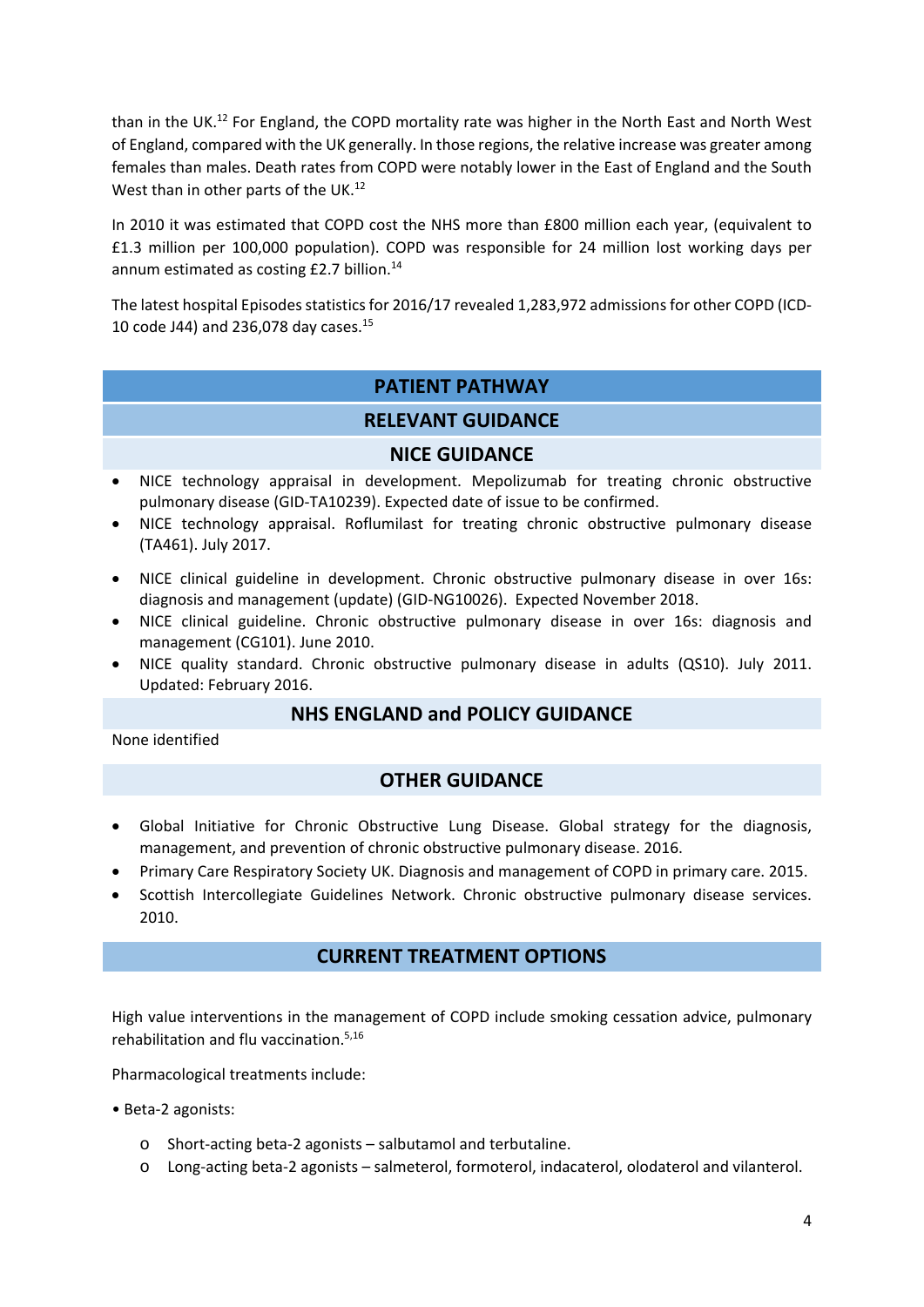than in the UK.[12] For England, the COPD mortality rate was higher in the North East and North West of England, compared with the UK generally. In those regions, the relative increase was greater among females than males. Death rates from COPD were notably lower in the East of England and the South West than in other parts of the UK.[12]

In 2010 it was estimated that COPD cost the NHS more than £800 million each year, (equivalent to £1.3 million per 100,000 population). COPD was responsible for 24 million lost working days per annum estimated as costing £2.7 billion.[14]

The latest hospital Episodes statistics for 2016/17 revealed 1,283,972 admissions for other COPD (ICD-10 code J44) and 236,078 day cases.[15]

## PATIENT PATHWAY

### RELEVANT GUIDANCE

#### NICE GUIDANCE

- NICE technology appraisal in development. Mepolizumab for treating chronic obstructive pulmonary disease (GID-TA10239). Expected date of issue to be confirmed.
- NICE technology appraisal. Roflumilast for treating chronic obstructive pulmonary disease (TA461). July 2017.
- NICE clinical guideline in development. Chronic obstructive pulmonary disease in over 16s: diagnosis and management (update) (GID-NG10026). Expected November 2018.
- NICE clinical guideline. Chronic obstructive pulmonary disease in over 16s: diagnosis and management (CG101). June 2010.
- NICE quality standard. Chronic obstructive pulmonary disease in adults (QS10). July 2011. Updated: February 2016.

#### NHS ENGLAND and POLICY GUIDANCE

None identified

#### OTHER GUIDANCE

- Global Initiative for Chronic Obstructive Lung Disease. Global strategy for the diagnosis, management, and prevention of chronic obstructive pulmonary disease. 2016.
- Primary Care Respiratory Society UK. Diagnosis and management of COPD in primary care. 2015.
- Scottish Intercollegiate Guidelines Network. Chronic obstructive pulmonary disease services. 2010.

### CURRENT TREATMENT OPTIONS

High value interventions in the management of COPD include smoking cessation advice, pulmonary rehabilitation and flu vaccination.[5,16]

Pharmacological treatments include:

- Beta-2 agonists:
  - Short-acting beta-2 agonists – salbutamol and terbutaline.
  - Long-acting beta-2 agonists – salmeterol, formoterol, indacaterol, olodaterol and vilanterol.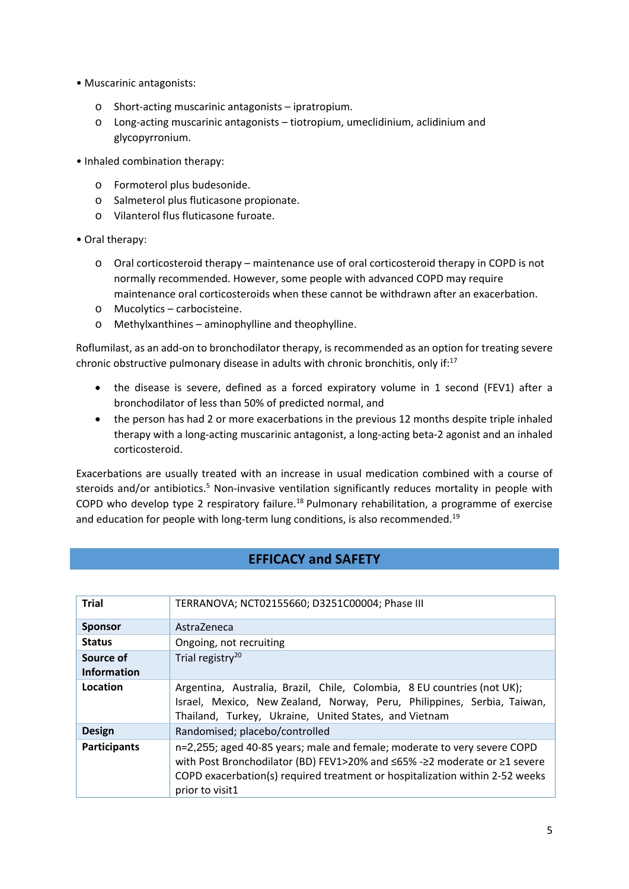- Muscarinic antagonists:
  - Short-acting muscarinic antagonists – ipratropium.
  - Long-acting muscarinic antagonists – tiotropium, umeclidinium, aclidinium and glycopyrronium.
- Inhaled combination therapy:
  - Formoterol plus budesonide.
  - Salmeterol plus fluticasone propionate.
  - Vilanterol flus fluticasone furoate.
- Oral therapy:
  - Oral corticosteroid therapy – maintenance use of oral corticosteroid therapy in COPD is not normally recommended. However, some people with advanced COPD may require maintenance oral corticosteroids when these cannot be withdrawn after an exacerbation.
  - Mucolytics – carbocisteine.
  - Methylxanthines – aminophylline and theophylline.

Roflumilast, as an add-on to bronchodilator therapy, is recommended as an option for treating severe chronic obstructive pulmonary disease in adults with chronic bronchitis, only if:[17]

- the disease is severe, defined as a forced expiratory volume in 1 second (FEV1) after a bronchodilator of less than 50% of predicted normal, and
- the person has had 2 or more exacerbations in the previous 12 months despite triple inhaled therapy with a long-acting muscarinic antagonist, a long-acting beta-2 agonist and an inhaled corticosteroid.

Exacerbations are usually treated with an increase in usual medication combined with a course of steroids and/or antibiotics.[5] Non-invasive ventilation significantly reduces mortality in people with COPD who develop type 2 respiratory failure.[18] Pulmonary rehabilitation, a programme of exercise and education for people with long-term lung conditions, is also recommended.[19]

## EFFICACY and SAFETY

| | |
|---|---|
| **Trial** | TERRANOVA; NCT02155660; D3251C00004; Phase III |
| **Sponsor** | AstraZeneca |
| **Status** | Ongoing, not recruiting |
| **Source of Information** | Trial registry[20] |
| **Location** | Argentina, Australia, Brazil, Chile, Colombia, 8 EU countries (not UK); Israel, Mexico, New Zealand, Norway, Peru, Philippines, Serbia, Taiwan, Thailand, Turkey, Ukraine, United States, and Vietnam |
| **Design** | Randomised; placebo/controlled |
| **Participants** | n=2,255; aged 40-85 years; male and female; moderate to very severe COPD with Post Bronchodilator (BD) FEV1>20% and ≤65% -≥2 moderate or ≥1 severe COPD exacerbation(s) required treatment or hospitalization within 2-52 weeks prior to visit1 |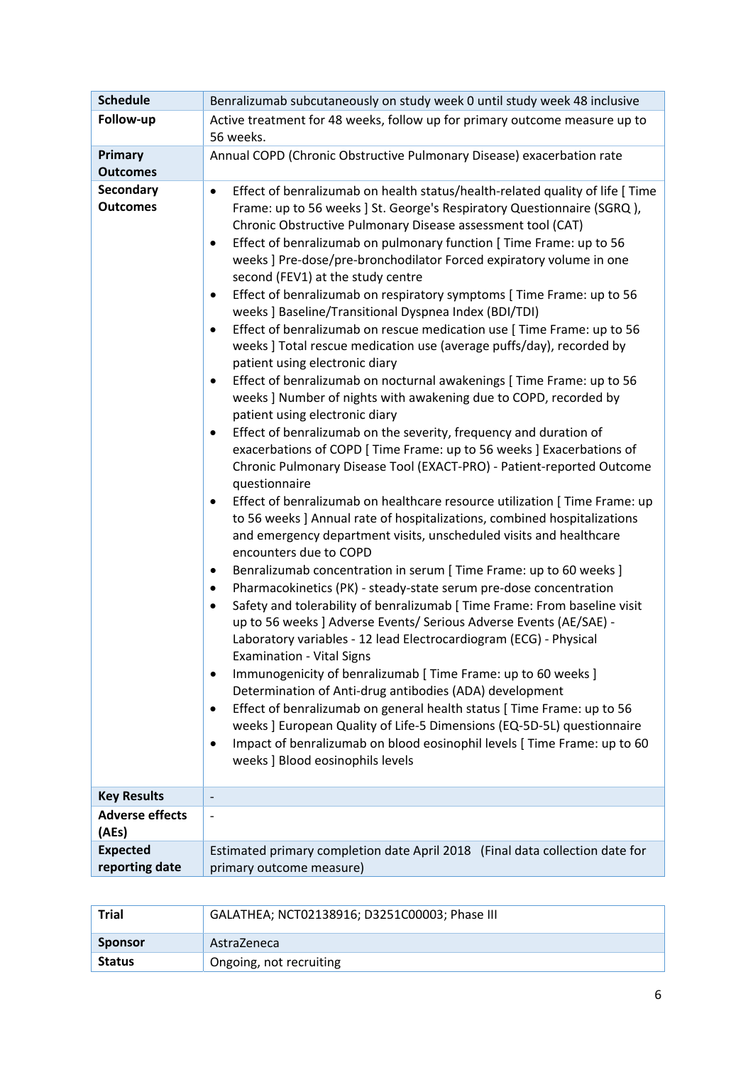| | |
|---|---|
| **Schedule** | Benralizumab subcutaneously on study week 0 until study week 48 inclusive |
| **Follow-up** | Active treatment for 48 weeks, follow up for primary outcome measure up to 56 weeks. |
| **Primary Outcomes** | Annual COPD (Chronic Obstructive Pulmonary Disease) exacerbation rate |
| **Secondary Outcomes** | • Effect of benralizumab on health status/health-related quality of life [ Time Frame: up to 56 weeks ] St. George's Respiratory Questionnaire (SGRQ ), Chronic Obstructive Pulmonary Disease assessment tool (CAT)<br>• Effect of benralizumab on pulmonary function [ Time Frame: up to 56 weeks ] Pre-dose/pre-bronchodilator Forced expiratory volume in one second (FEV1) at the study centre<br>• Effect of benralizumab on respiratory symptoms [ Time Frame: up to 56 weeks ] Baseline/Transitional Dyspnea Index (BDI/TDI)<br>• Effect of benralizumab on rescue medication use [ Time Frame: up to 56 weeks ] Total rescue medication use (average puffs/day), recorded by patient using electronic diary<br>• Effect of benralizumab on nocturnal awakenings [ Time Frame: up to 56 weeks ] Number of nights with awakening due to COPD, recorded by patient using electronic diary<br>• Effect of benralizumab on the severity, frequency and duration of exacerbations of COPD [ Time Frame: up to 56 weeks ] Exacerbations of Chronic Pulmonary Disease Tool (EXACT-PRO) - Patient-reported Outcome questionnaire<br>• Effect of benralizumab on healthcare resource utilization [ Time Frame: up to 56 weeks ] Annual rate of hospitalizations, combined hospitalizations and emergency department visits, unscheduled visits and healthcare encounters due to COPD<br>• Benralizumab concentration in serum [ Time Frame: up to 60 weeks ]<br>• Pharmacokinetics (PK) - steady-state serum pre-dose concentration<br>• Safety and tolerability of benralizumab [ Time Frame: From baseline visit up to 56 weeks ] Adverse Events/ Serious Adverse Events (AE/SAE) - Laboratory variables - 12 lead Electrocardiogram (ECG) - Physical Examination - Vital Signs<br>• Immunogenicity of benralizumab [ Time Frame: up to 60 weeks ] Determination of Anti-drug antibodies (ADA) development<br>• Effect of benralizumab on general health status [ Time Frame: up to 56 weeks ] European Quality of Life-5 Dimensions (EQ-5D-5L) questionnaire<br>• Impact of benralizumab on blood eosinophil levels [ Time Frame: up to 60 weeks ] Blood eosinophils levels |
| **Key Results** | - |
| **Adverse effects (AEs)** | - |
| **Expected reporting date** | Estimated primary completion date April 2018 (Final data collection date for primary outcome measure) |

| | |
|---|---|
| **Trial** | GALATHEA; NCT02138916; D3251C00003; Phase III |
| **Sponsor** | AstraZeneca |
| **Status** | Ongoing, not recruiting |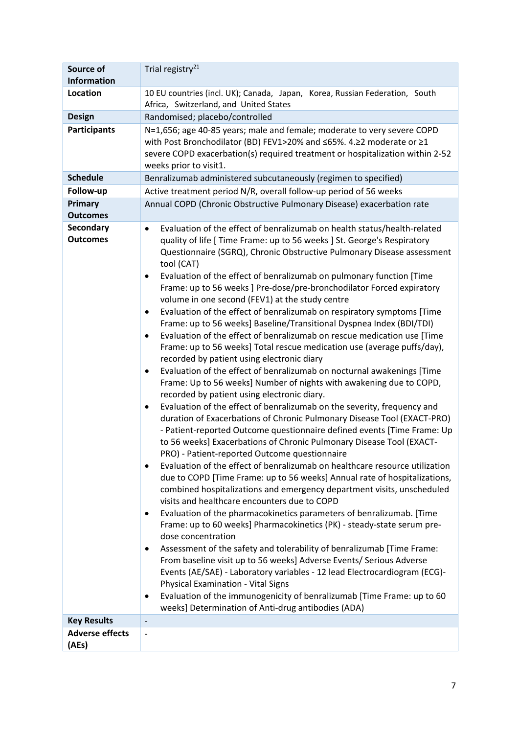| Source of Information | Trial registry[21] |
|---|---|
| Location | 10 EU countries (incl. UK); Canada, Japan, Korea, Russian Federation, South Africa, Switzerland, and United States |
| Design | Randomised; placebo/controlled |
| Participants | N=1,656; age 40-85 years; male and female; moderate to very severe COPD with Post Bronchodilator (BD) FEV1>20% and ≤65%. 4.≥2 moderate or ≥1 severe COPD exacerbation(s) required treatment or hospitalization within 2-52 weeks prior to visit1. |
| Schedule | Benralizumab administered subcutaneously (regimen to specified) |
| Follow-up | Active treatment period N/R, overall follow-up period of 56 weeks |
| Primary Outcomes | Annual COPD (Chronic Obstructive Pulmonary Disease) exacerbation rate |
| Secondary Outcomes | • Evaluation of the effect of benralizumab on health status/health-related quality of life [ Time Frame: up to 56 weeks ] St. George's Respiratory Questionnaire (SGRQ), Chronic Obstructive Pulmonary Disease assessment tool (CAT)<br>• Evaluation of the effect of benralizumab on pulmonary function [Time Frame: up to 56 weeks ] Pre-dose/pre-bronchodilator Forced expiratory volume in one second (FEV1) at the study centre<br>• Evaluation of the effect of benralizumab on respiratory symptoms [Time Frame: up to 56 weeks] Baseline/Transitional Dyspnea Index (BDI/TDI)<br>• Evaluation of the effect of benralizumab on rescue medication use [Time Frame: up to 56 weeks] Total rescue medication use (average puffs/day), recorded by patient using electronic diary<br>• Evaluation of the effect of benralizumab on nocturnal awakenings [Time Frame: Up to 56 weeks] Number of nights with awakening due to COPD, recorded by patient using electronic diary.<br>• Evaluation of the effect of benralizumab on the severity, frequency and duration of Exacerbations of Chronic Pulmonary Disease Tool (EXACT-PRO) - Patient-reported Outcome questionnaire defined events [Time Frame: Up to 56 weeks] Exacerbations of Chronic Pulmonary Disease Tool (EXACT-PRO) - Patient-reported Outcome questionnaire<br>• Evaluation of the effect of benralizumab on healthcare resource utilization due to COPD [Time Frame: up to 56 weeks] Annual rate of hospitalizations, combined hospitalizations and emergency department visits, unscheduled visits and healthcare encounters due to COPD<br>• Evaluation of the pharmacokinetics parameters of benralizumab. [Time Frame: up to 60 weeks] Pharmacokinetics (PK) - steady-state serum pre-dose concentration<br>• Assessment of the safety and tolerability of benralizumab [Time Frame: From baseline visit up to 56 weeks] Adverse Events/ Serious Adverse Events (AE/SAE) - Laboratory variables - 12 lead Electrocardiogram (ECG)-Physical Examination - Vital Signs<br>• Evaluation of the immunogenicity of benralizumab [Time Frame: up to 60 weeks] Determination of Anti-drug antibodies (ADA) |
| Key Results | - |
| Adverse effects (AEs) | - |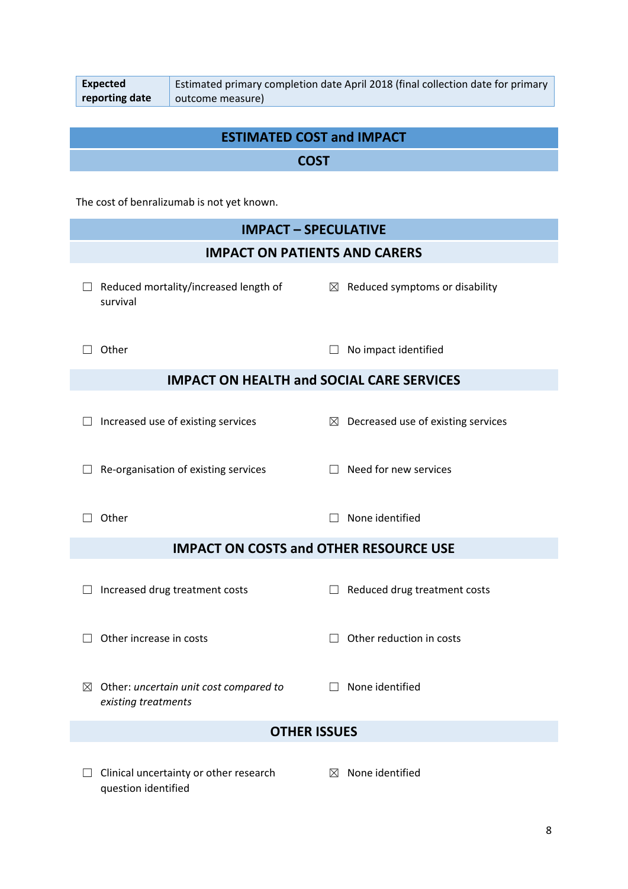| **Expected reporting date** | Estimated primary completion date April 2018 (final collection date for primary outcome measure) |
|---|---|

## ESTIMATED COST and IMPACT

### COST

The cost of benralizumab is not yet known.

### IMPACT – SPECULATIVE

#### IMPACT ON PATIENTS AND CARERS

☐ Reduced mortality/increased length of survival

☒ Reduced symptoms or disability

☐ Other

☐ No impact identified

#### IMPACT ON HEALTH and SOCIAL CARE SERVICES

☐ Increased use of existing services

☒ Decreased use of existing services

☐ Re-organisation of existing services

☐ Need for new services

☐ Other

☐ None identified

#### IMPACT ON COSTS and OTHER RESOURCE USE

☐ Increased drug treatment costs

☐ Reduced drug treatment costs

☐ Other increase in costs

☐ Other reduction in costs

☒ Other: *uncertain unit cost compared to existing treatments*

☐ None identified

#### OTHER ISSUES

☐ Clinical uncertainty or other research question identified

☒ None identified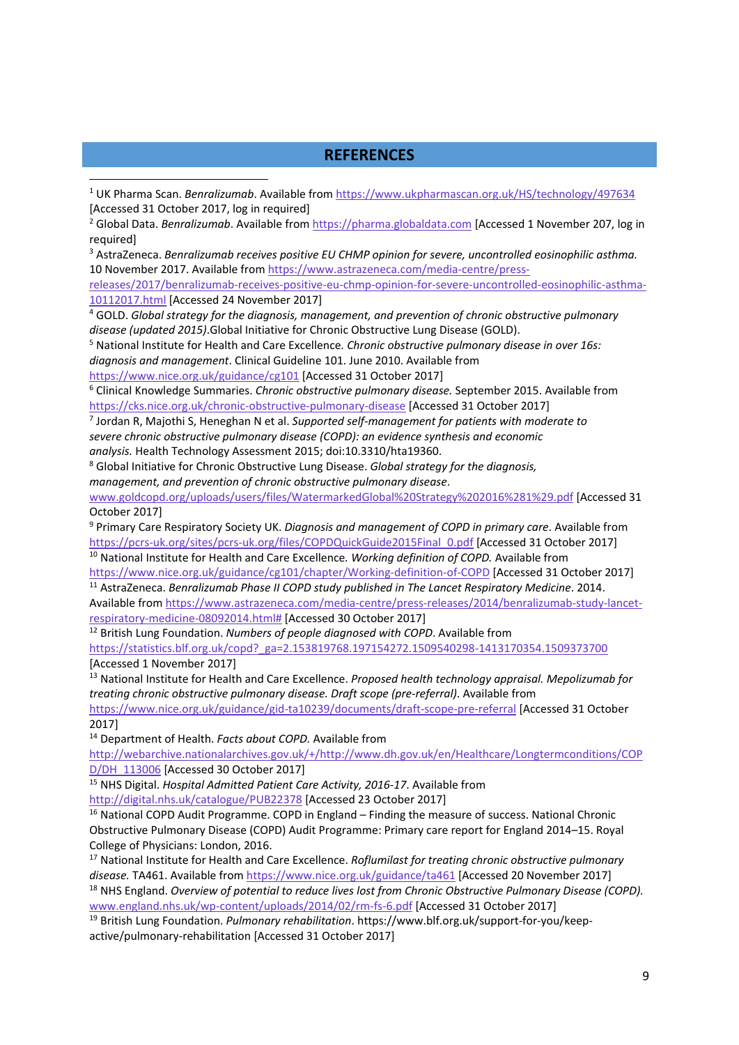## REFERENCES

[1] UK Pharma Scan. *Benralizumab*. Available from https://www.ukpharmascan.org.uk/HS/technology/497634 [Accessed 31 October 2017, log in required]

[2] Global Data. *Benralizumab*. Available from https://pharma.globaldata.com [Accessed 1 November 207, log in required]

[3] AstraZeneca. *Benralizumab receives positive EU CHMP opinion for severe, uncontrolled eosinophilic asthma.* 10 November 2017. Available from https://www.astrazeneca.com/media-centre/press-releases/2017/benralizumab-receives-positive-eu-chmp-opinion-for-severe-uncontrolled-eosinophilic-asthma-10112017.html [Accessed 24 November 2017]

[4] GOLD. *Global strategy for the diagnosis, management, and prevention of chronic obstructive pulmonary disease (updated 2015)*.Global Initiative for Chronic Obstructive Lung Disease (GOLD).

[5] National Institute for Health and Care Excellence*. Chronic obstructive pulmonary disease in over 16s: diagnosis and management*. Clinical Guideline 101. June 2010. Available from https://www.nice.org.uk/guidance/cg101 [Accessed 31 October 2017]

[6] Clinical Knowledge Summaries. *Chronic obstructive pulmonary disease.* September 2015. Available from https://cks.nice.org.uk/chronic-obstructive-pulmonary-disease [Accessed 31 October 2017]

[7] Jordan R, Majothi S, Heneghan N et al. *Supported self-management for patients with moderate to severe chronic obstructive pulmonary disease (COPD): an evidence synthesis and economic analysis.* Health Technology Assessment 2015; doi:10.3310/hta19360.

[8] Global Initiative for Chronic Obstructive Lung Disease. *Global strategy for the diagnosis, management, and prevention of chronic obstructive pulmonary disease*. www.goldcopd.org/uploads/users/files/WatermarkedGlobal%20Strategy%202016%281%29.pdf [Accessed 31 October 2017]

[9] Primary Care Respiratory Society UK. *Diagnosis and management of COPD in primary care*. Available from https://pcrs-uk.org/sites/pcrs-uk.org/files/COPDQuickGuide2015Final_0.pdf [Accessed 31 October 2017]

[10] National Institute for Health and Care Excellence. *Working definition of COPD.* Available from https://www.nice.org.uk/guidance/cg101/chapter/Working-definition-of-COPD [Accessed 31 October 2017]

[11] AstraZeneca. *Benralizumab Phase II COPD study published in The Lancet Respiratory Medicine*. 2014. Available from https://www.astrazeneca.com/media-centre/press-releases/2014/benralizumab-study-lancet-respiratory-medicine-08092014.html# [Accessed 30 October 2017]

[12] British Lung Foundation. *Numbers of people diagnosed with COPD*. Available from https://statistics.blf.org.uk/copd?_ga=2.153819768.197154272.1509540298-1413170354.1509373700 [Accessed 1 November 2017]

[13] National Institute for Health and Care Excellence. *Proposed health technology appraisal. Mepolizumab for treating chronic obstructive pulmonary disease. Draft scope (pre-referral)*. Available from https://www.nice.org.uk/guidance/gid-ta10239/documents/draft-scope-pre-referral [Accessed 31 October 2017]

[14] Department of Health. *Facts about COPD.* Available from http://webarchive.nationalarchives.gov.uk/+/http://www.dh.gov.uk/en/Healthcare/Longtermconditions/COPD/DH_113006 [Accessed 30 October 2017]

[15] NHS Digital. *Hospital Admitted Patient Care Activity, 2016-17*. Available from http://digital.nhs.uk/catalogue/PUB22378 [Accessed 23 October 2017]

[16] National COPD Audit Programme. COPD in England – Finding the measure of success. National Chronic Obstructive Pulmonary Disease (COPD) Audit Programme: Primary care report for England 2014–15. Royal College of Physicians: London, 2016.

[17] National Institute for Health and Care Excellence. *Roflumilast for treating chronic obstructive pulmonary disease.* TA461. Available from https://www.nice.org.uk/guidance/ta461 [Accessed 20 November 2017]

[18] NHS England. *Overview of potential to reduce lives lost from Chronic Obstructive Pulmonary Disease (COPD).* www.england.nhs.uk/wp-content/uploads/2014/02/rm-fs-6.pdf [Accessed 31 October 2017]

[19] British Lung Foundation. *Pulmonary rehabilitation*. https://www.blf.org.uk/support-for-you/keep-active/pulmonary-rehabilitation [Accessed 31 October 2017]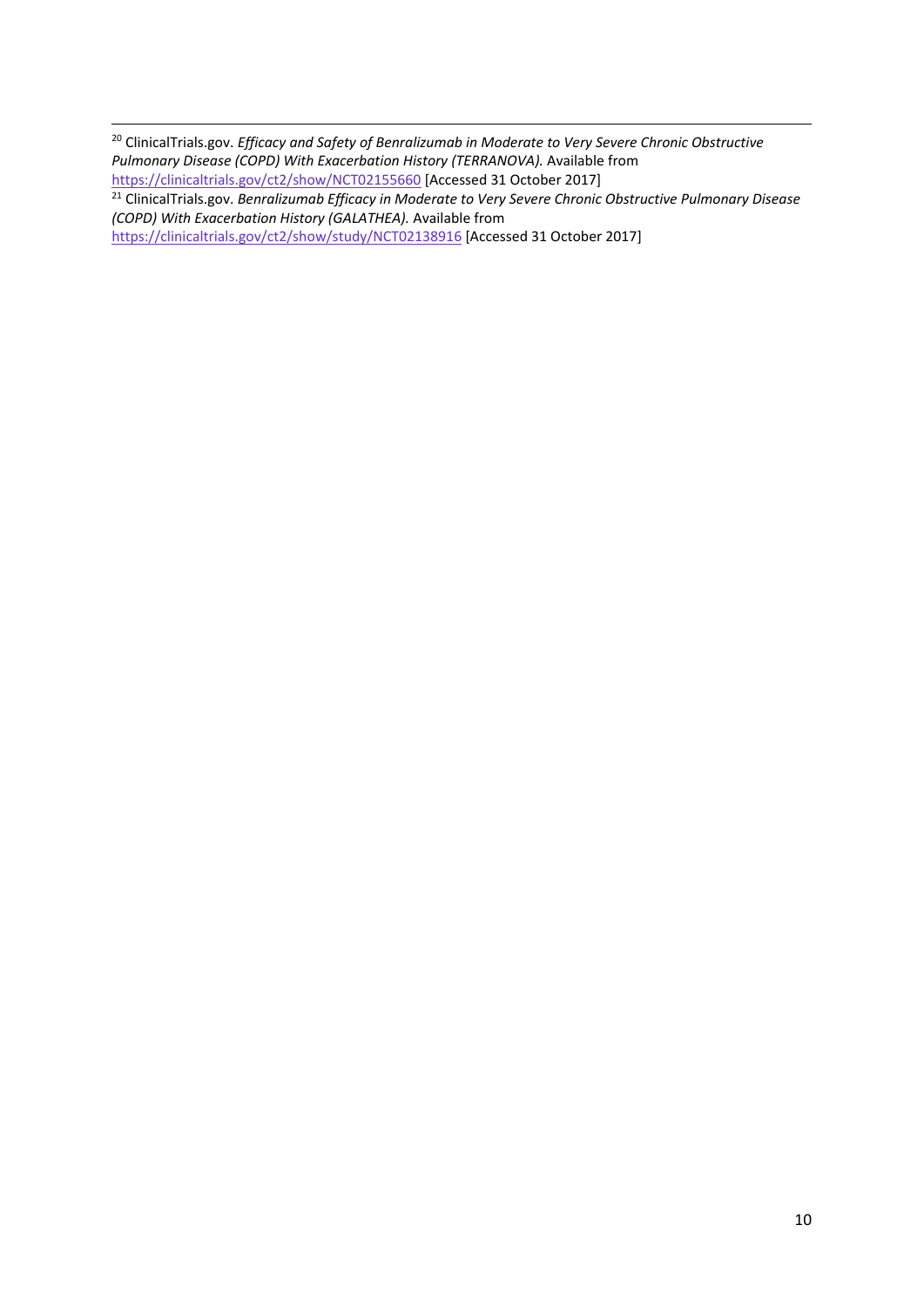[20] ClinicalTrials.gov. *Efficacy and Safety of Benralizumab in Moderate to Very Severe Chronic Obstructive Pulmonary Disease (COPD) With Exacerbation History (TERRANOVA).* Available from https://clinicaltrials.gov/ct2/show/NCT02155660 [Accessed 31 October 2017]

[21] ClinicalTrials.gov. *Benralizumab Efficacy in Moderate to Very Severe Chronic Obstructive Pulmonary Disease (COPD) With Exacerbation History (GALATHEA).* Available from https://clinicaltrials.gov/ct2/show/study/NCT02138916 [Accessed 31 October 2017]